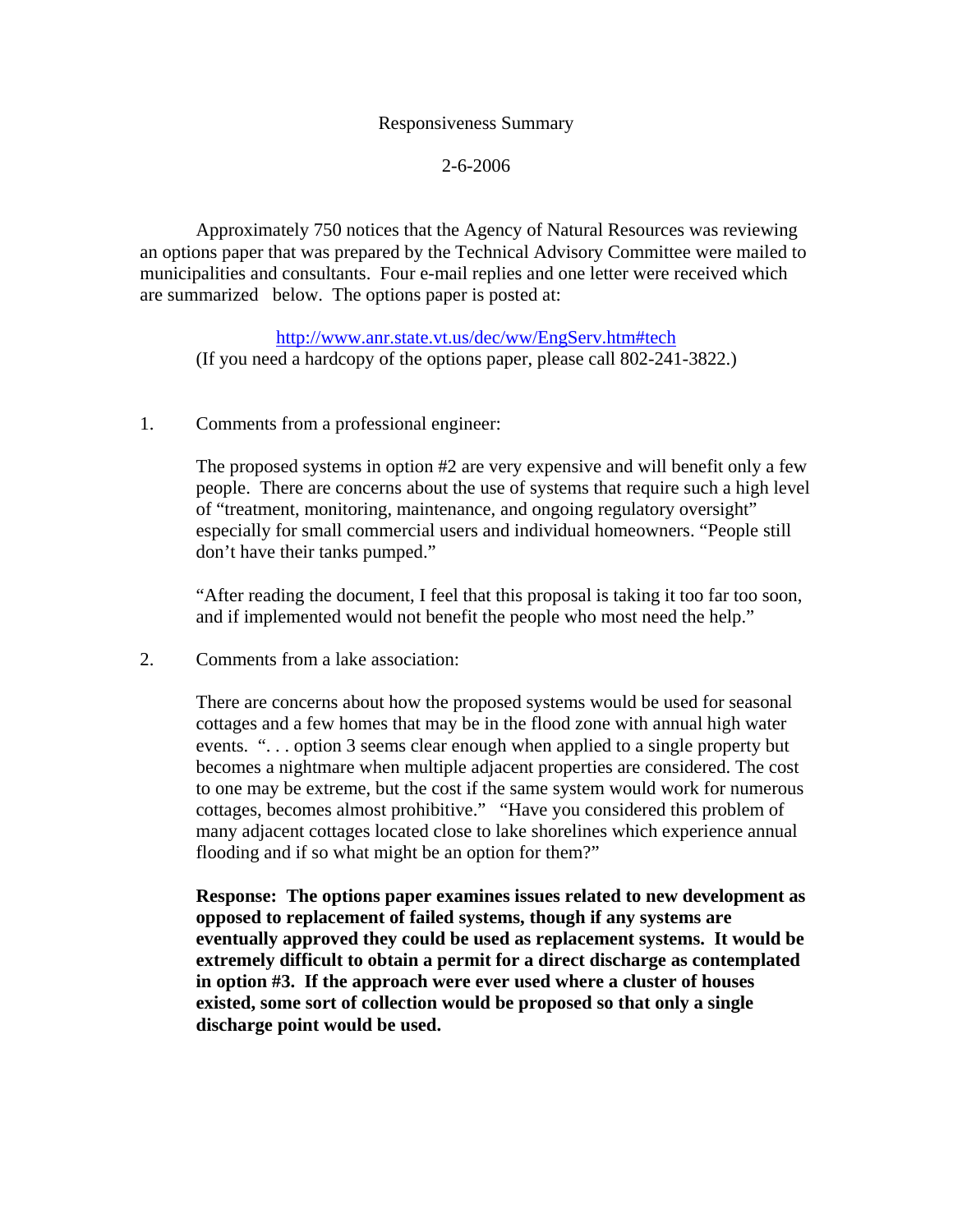# Responsiveness Summary

2-6-2006

Approximately 750 notices that the Agency of Natural Resources was reviewing an options paper that was prepared by the Technical Advisory Committee were mailed to municipalities and consultants. Four e-mail replies and one letter were received which are summarized below. The options paper is posted at:

http://www.anr.state.vt.us/dec/ww/EngServ.htm#tech
(If you need a hardcopy of the options paper, please call 802-241-3822.)

1. Comments from a professional engineer:

   The proposed systems in option #2 are very expensive and will benefit only a few people. There are concerns about the use of systems that require such a high level of "treatment, monitoring, maintenance, and ongoing regulatory oversight" especially for small commercial users and individual homeowners. "People still don't have their tanks pumped."

   "After reading the document, I feel that this proposal is taking it too far too soon, and if implemented would not benefit the people who most need the help."

2. Comments from a lake association:

   There are concerns about how the proposed systems would be used for seasonal cottages and a few homes that may be in the flood zone with annual high water events. ". . . option 3 seems clear enough when applied to a single property but becomes a nightmare when multiple adjacent properties are considered. The cost to one may be extreme, but the cost if the same system would work for numerous cottages, becomes almost prohibitive." "Have you considered this problem of many adjacent cottages located close to lake shorelines which experience annual flooding and if so what might be an option for them?"

   **Response: The options paper examines issues related to new development as opposed to replacement of failed systems, though if any systems are eventually approved they could be used as replacement systems. It would be extremely difficult to obtain a permit for a direct discharge as contemplated in option #3. If the approach were ever used where a cluster of houses existed, some sort of collection would be proposed so that only a single discharge point would be used.**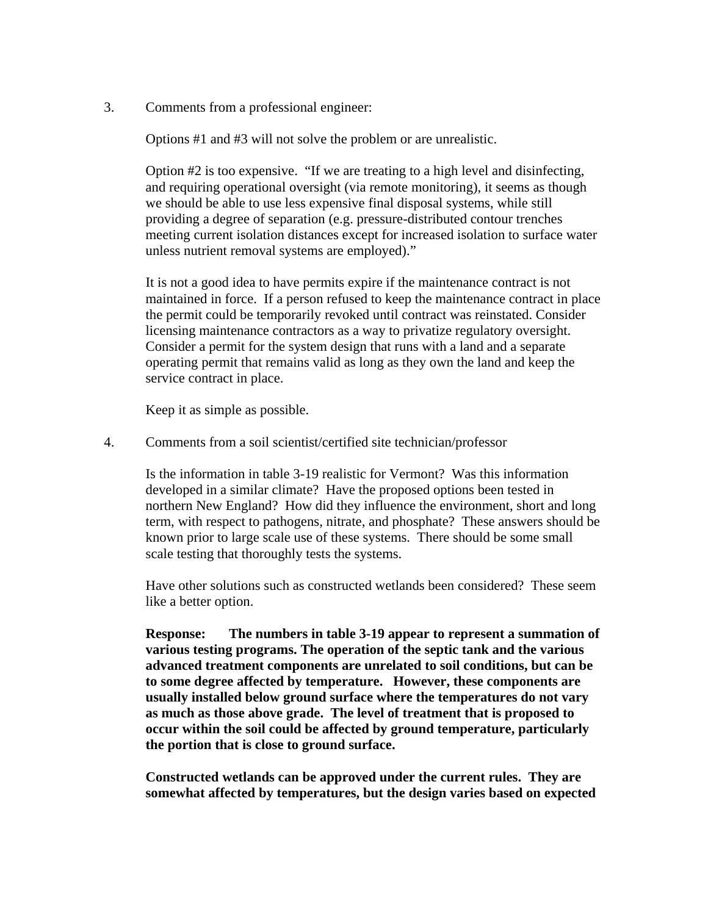3. Comments from a professional engineer:

   Options #1 and #3 will not solve the problem or are unrealistic.

   Option #2 is too expensive. "If we are treating to a high level and disinfecting, and requiring operational oversight (via remote monitoring), it seems as though we should be able to use less expensive final disposal systems, while still providing a degree of separation (e.g. pressure-distributed contour trenches meeting current isolation distances except for increased isolation to surface water unless nutrient removal systems are employed)."

   It is not a good idea to have permits expire if the maintenance contract is not maintained in force. If a person refused to keep the maintenance contract in place the permit could be temporarily revoked until contract was reinstated. Consider licensing maintenance contractors as a way to privatize regulatory oversight. Consider a permit for the system design that runs with a land and a separate operating permit that remains valid as long as they own the land and keep the service contract in place.

   Keep it as simple as possible.

4. Comments from a soil scientist/certified site technician/professor

   Is the information in table 3-19 realistic for Vermont? Was this information developed in a similar climate? Have the proposed options been tested in northern New England? How did they influence the environment, short and long term, with respect to pathogens, nitrate, and phosphate? These answers should be known prior to large scale use of these systems. There should be some small scale testing that thoroughly tests the systems.

   Have other solutions such as constructed wetlands been considered? These seem like a better option.

   **Response: The numbers in table 3-19 appear to represent a summation of various testing programs. The operation of the septic tank and the various advanced treatment components are unrelated to soil conditions, but can be to some degree affected by temperature. However, these components are usually installed below ground surface where the temperatures do not vary as much as those above grade. The level of treatment that is proposed to occur within the soil could be affected by ground temperature, particularly the portion that is close to ground surface.**

   **Constructed wetlands can be approved under the current rules. They are somewhat affected by temperatures, but the design varies based on expected**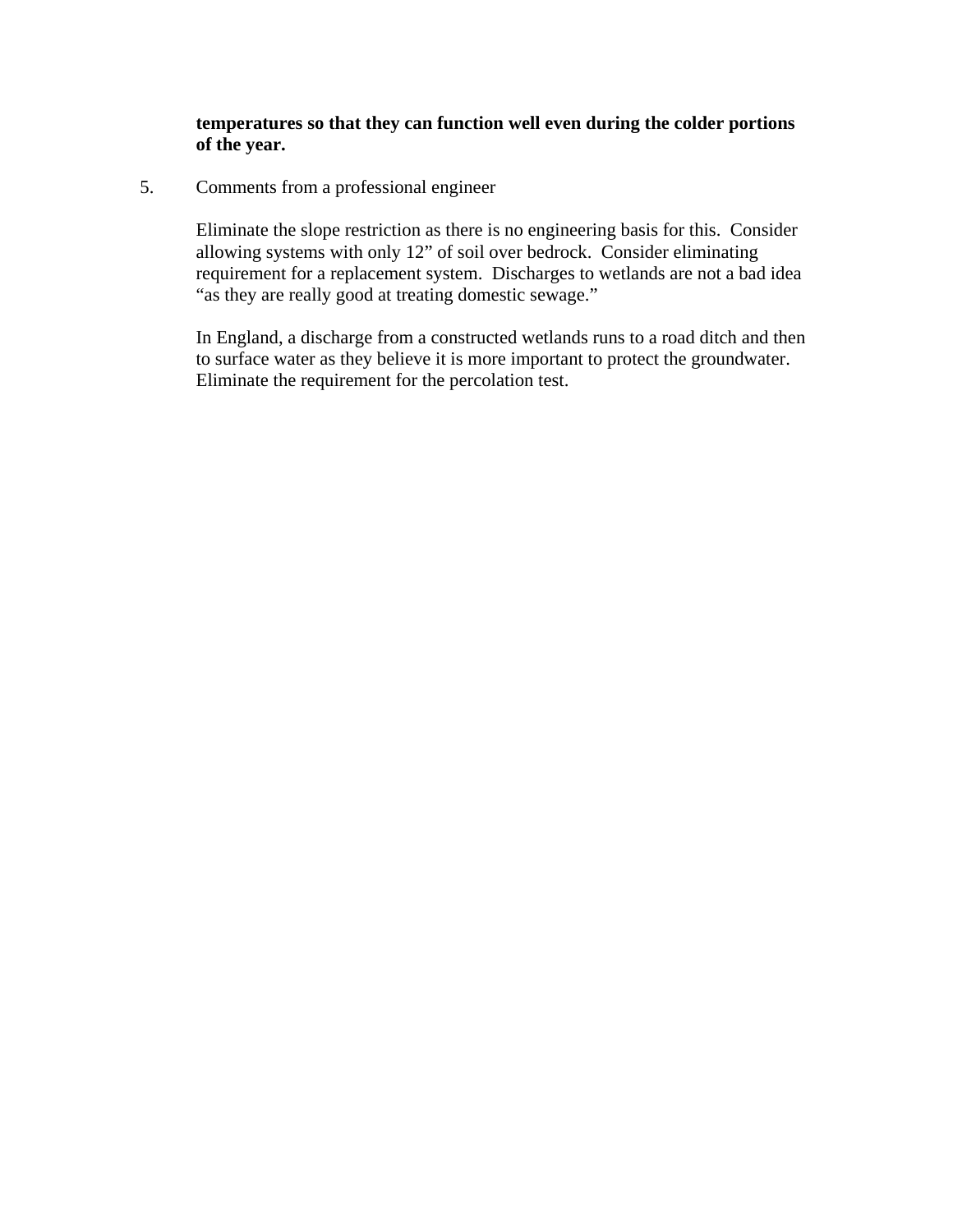**temperatures so that they can function well even during the colder portions of the year.**

5. Comments from a professional engineer

   Eliminate the slope restriction as there is no engineering basis for this. Consider allowing systems with only 12" of soil over bedrock. Consider eliminating requirement for a replacement system. Discharges to wetlands are not a bad idea "as they are really good at treating domestic sewage."

   In England, a discharge from a constructed wetlands runs to a road ditch and then to surface water as they believe it is more important to protect the groundwater. Eliminate the requirement for the percolation test.